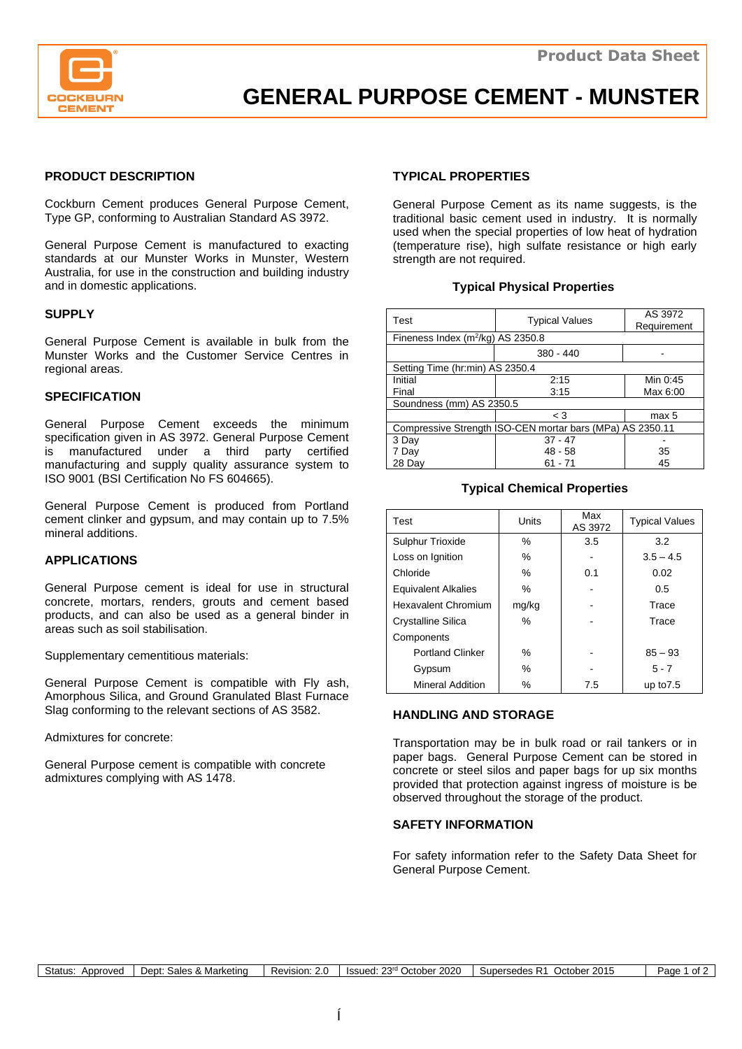Product Data Sheet

# GENERAL PURPOSE CEMENT - MUNSTER

## PRODUCT DESCRIPTION

Cockburn Cement produces General Purpose Cement, Type GP, conforming to Australian Standard AS 3972.

General Purpose Cement is manufactured to exacting standards at our Munster Works in Munster, Western Australia, for use in the construction and building industry and in domestic applications.

## SUPPLY

General Purpose Cement is available in bulk from the Munster Works and the Customer Service Centres in regional areas.

## SPECIFICATION

General Purpose Cement exceeds the minimum specification given in AS 3972. General Purpose Cement is manufactured under a third party certified manufacturing and supply quality assurance system to ISO 9001 (BSI Certification No FS 604665).

General Purpose Cement is produced from Portland cement clinker and gypsum, and may contain up to 7.5% mineral additions.

## APPLICATIONS

General Purpose cement is ideal for use in structural concrete, mortars, renders, grouts and cement based products, and can also be used as a general binder in areas such as soil stabilisation.

Supplementary cementitious materials:

General Purpose Cement is compatible with Fly ash, Amorphous Silica, and Ground Granulated Blast Furnace Slag conforming to the relevant sections of AS 3582.

Admixtures for concrete:

General Purpose cement is compatible with concrete admixtures complying with AS 1478.

## TYPICAL PROPERTIES

General Purpose Cement as its name suggests, is the traditional basic cement used in industry. It is normally used when the special properties of low heat of hydration (temperature rise), high sulfate resistance or high early strength are not required.

### Typical Physical Properties

| Test | Typical Values | AS 3972 Requirement |
|---|---|---|
| Fineness Index ($m^2$/kg) AS 2350.8 | | |
| | 380 - 440 | - |
| Setting Time (hr:min) AS 2350.4 | | |
| Initial | 2:15 | Min 0:45 |
| Final | 3:15 | Max 6:00 |
| Soundness (mm) AS 2350.5 | | |
| | < 3 | max 5 |
| Compressive Strength ISO-CEN mortar bars (MPa) AS 2350.11 | | |
| 3 Day | 37 - 47 | - |
| 7 Day | 48 - 58 | 35 |
| 28 Day | 61 - 71 | 45 |

### Typical Chemical Properties

| Test | Units | Max AS 3972 | Typical Values |
|---|---|---|---|
| Sulphur Trioxide | % | 3.5 | 3.2 |
| Loss on Ignition | % | - | 3.5 – 4.5 |
| Chloride | % | 0.1 | 0.02 |
| Equivalent Alkalies | % | - | 0.5 |
| Hexavalent Chromium | mg/kg | - | Trace |
| Crystalline Silica | % | - | Trace |
| Components | | | |
| Portland Clinker | % | - | 85 – 93 |
| Gypsum | % | - | 5 - 7 |
| Mineral Addition | % | 7.5 | up to7.5 |

## HANDLING AND STORAGE

Transportation may be in bulk road or rail tankers or in paper bags. General Purpose Cement can be stored in concrete or steel silos and paper bags for up six months provided that protection against ingress of moisture is be observed throughout the storage of the product.

## SAFETY INFORMATION

For safety information refer to the Safety Data Sheet for General Purpose Cement.

| Status: Approved | Dept: Sales & Marketing | Revision: 2.0 | Issued: 23rd October 2020 | Supersedes R1 October 2015 |
|---|---|---|---|---|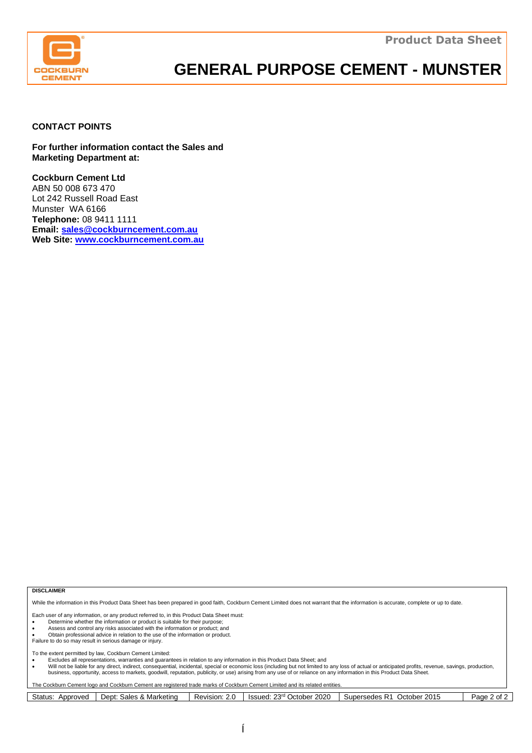# GENERAL PURPOSE CEMENT - MUNSTER

**CONTACT POINTS**

**For further information contact the Sales and Marketing Department at:**

**Cockburn Cement Ltd**
ABN 50 008 673 470
Lot 242 Russell Road East
Munster WA 6166
**Telephone:** 08 9411 1111
**Email:** **sales@cockburncement.com.au**
**Web Site:** **www.cockburncement.com.au**

**DISCLAIMER**

While the information in this Product Data Sheet has been prepared in good faith, Cockburn Cement Limited does not warrant that the information is accurate, complete or up to date.

Each user of any information, or any product referred to, in this Product Data Sheet must:

- Determine whether the information or product is suitable for their purpose;
- Assess and control any risks associated with the information or product; and
- Obtain professional advice in relation to the use of the information or product.

Failure to do so may result in serious damage or injury.

To the extent permitted by law, Cockburn Cement Limited:

- Excludes all representations, warranties and guarantees in relation to any information in this Product Data Sheet; and
- Will not be liable for any direct, indirect, consequential, incidental, special or economic loss (including but not limited to any loss of actual or anticipated profits, revenue, savings, production, business, opportunity, access to markets, goodwill, reputation, publicity, or use) arising from any use of or reliance on any information in this Product Data Sheet.

The Cockburn Cement logo and Cockburn Cement are registered trade marks of Cockburn Cement Limited and its related entities.

| | | | | | |
|---|---|---|---|---|---|
| Status: Approved | Dept: Sales & Marketing | Revision: 2.0 | Issued: 23rd October 2020 | Supersedes R1 October 2015 | Page 2 of 2 |